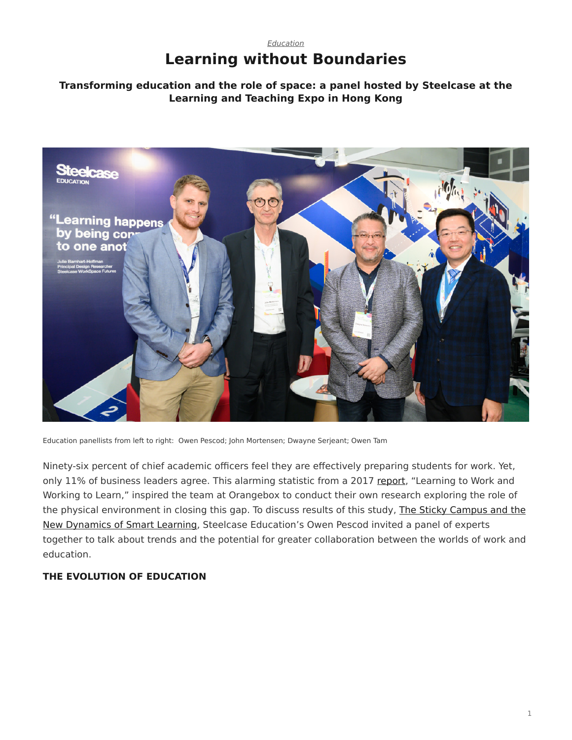*Education*

# Learning without Boundaries

### Transforming education and the role of space: a panel hosted by Steelcase at the Learning and Teaching Expo in Hong Kong

Education panellists from left to right: Owen Pescod; John Mortensen; Dwayne Serjeant; Owen Tam

Ninety-six percent of chief academic officers feel they are effectively preparing students for work. Yet, only 11% of business leaders agree. This alarming statistic from a 2017 report, "Learning to Work and Working to Learn," inspired the team at Orangebox to conduct their own research exploring the role of the physical environment in closing this gap. To discuss results of this study, The Sticky Campus and the New Dynamics of Smart Learning, Steelcase Education's Owen Pescod invited a panel of experts together to talk about trends and the potential for greater collaboration between the worlds of work and education.

#### THE EVOLUTION OF EDUCATION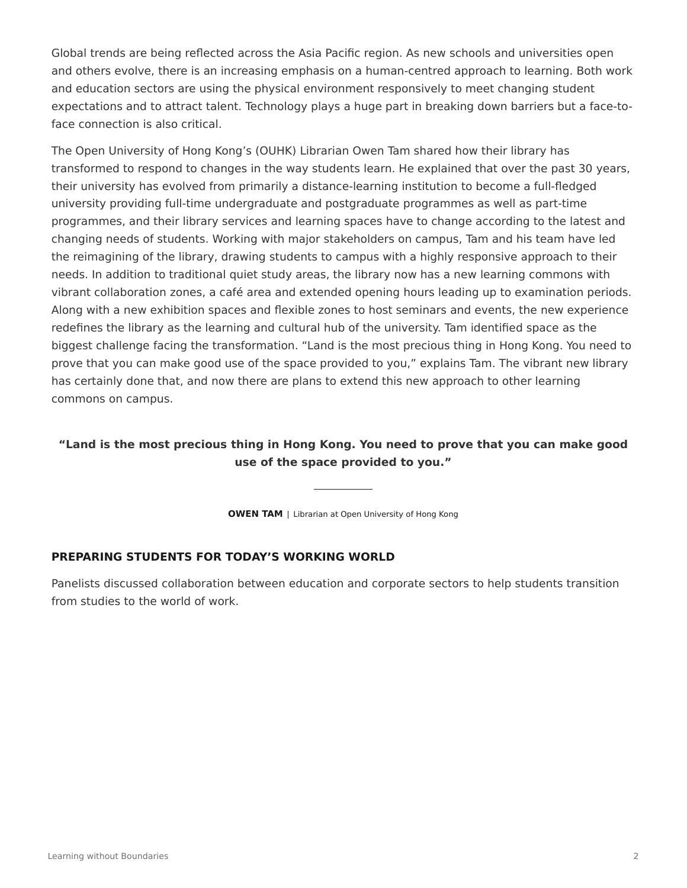Global trends are being reflected across the Asia Pacific region. As new schools and universities open and others evolve, there is an increasing emphasis on a human-centred approach to learning. Both work and education sectors are using the physical environment responsively to meet changing student expectations and to attract talent. Technology plays a huge part in breaking down barriers but a face-to-face connection is also critical.

The Open University of Hong Kong's (OUHK) Librarian Owen Tam shared how their library has transformed to respond to changes in the way students learn. He explained that over the past 30 years, their university has evolved from primarily a distance-learning institution to become a full-fledged university providing full-time undergraduate and postgraduate programmes as well as part-time programmes, and their library services and learning spaces have to change according to the latest and changing needs of students. Working with major stakeholders on campus, Tam and his team have led the reimagining of the library, drawing students to campus with a highly responsive approach to their needs. In addition to traditional quiet study areas, the library now has a new learning commons with vibrant collaboration zones, a café area and extended opening hours leading up to examination periods. Along with a new exhibition spaces and flexible zones to host seminars and events, the new experience redefines the library as the learning and cultural hub of the university. Tam identified space as the biggest challenge facing the transformation. "Land is the most precious thing in Hong Kong. You need to prove that you can make good use of the space provided to you," explains Tam. The vibrant new library has certainly done that, and now there are plans to extend this new approach to other learning commons on campus.

> **"Land is the most precious thing in Hong Kong. You need to prove that you can make good use of the space provided to you."**
>
> **OWEN TAM** | Librarian at Open University of Hong Kong

## PREPARING STUDENTS FOR TODAY'S WORKING WORLD

Panelists discussed collaboration between education and corporate sectors to help students transition from studies to the world of work.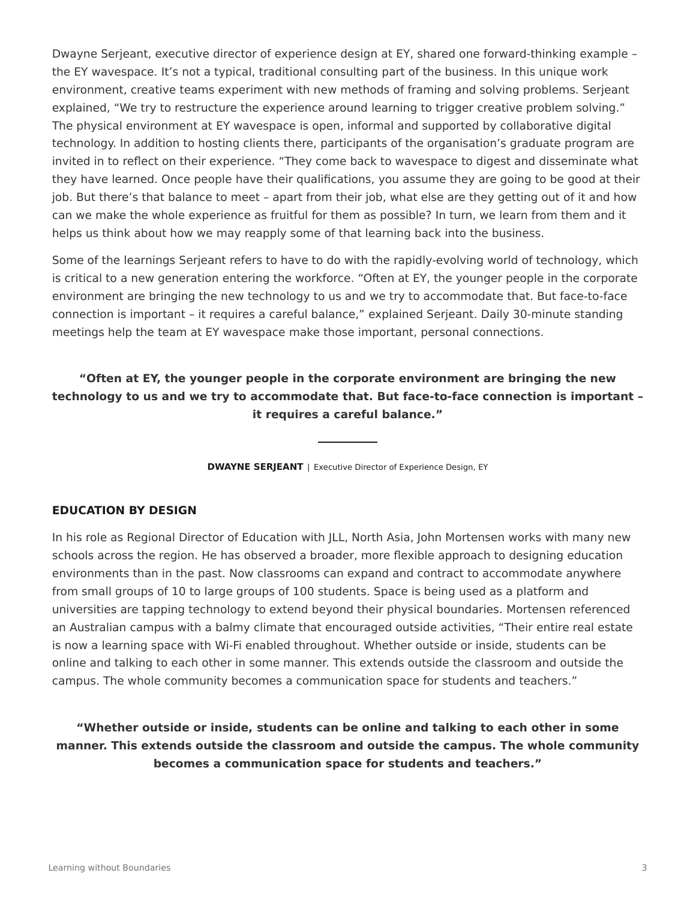Dwayne Serjeant, executive director of experience design at EY, shared one forward-thinking example – the EY wavespace. It's not a typical, traditional consulting part of the business. In this unique work environment, creative teams experiment with new methods of framing and solving problems. Serjeant explained, "We try to restructure the experience around learning to trigger creative problem solving." The physical environment at EY wavespace is open, informal and supported by collaborative digital technology. In addition to hosting clients there, participants of the organisation's graduate program are invited in to reflect on their experience. "They come back to wavespace to digest and disseminate what they have learned. Once people have their qualifications, you assume they are going to be good at their job. But there's that balance to meet – apart from their job, what else are they getting out of it and how can we make the whole experience as fruitful for them as possible? In turn, we learn from them and it helps us think about how we may reapply some of that learning back into the business.

Some of the learnings Serjeant refers to have to do with the rapidly-evolving world of technology, which is critical to a new generation entering the workforce. "Often at EY, the younger people in the corporate environment are bringing the new technology to us and we try to accommodate that. But face-to-face connection is important – it requires a careful balance," explained Serjeant. Daily 30-minute standing meetings help the team at EY wavespace make those important, personal connections.

**"Often at EY, the younger people in the corporate environment are bringing the new technology to us and we try to accommodate that. But face-to-face connection is important – it requires a careful balance."**

**DWAYNE SERJEANT** | Executive Director of Experience Design, EY

## EDUCATION BY DESIGN

In his role as Regional Director of Education with JLL, North Asia, John Mortensen works with many new schools across the region. He has observed a broader, more flexible approach to designing education environments than in the past. Now classrooms can expand and contract to accommodate anywhere from small groups of 10 to large groups of 100 students. Space is being used as a platform and universities are tapping technology to extend beyond their physical boundaries. Mortensen referenced an Australian campus with a balmy climate that encouraged outside activities, "Their entire real estate is now a learning space with Wi-Fi enabled throughout. Whether outside or inside, students can be online and talking to each other in some manner. This extends outside the classroom and outside the campus. The whole community becomes a communication space for students and teachers."

**"Whether outside or inside, students can be online and talking to each other in some manner. This extends outside the classroom and outside the campus. The whole community becomes a communication space for students and teachers."**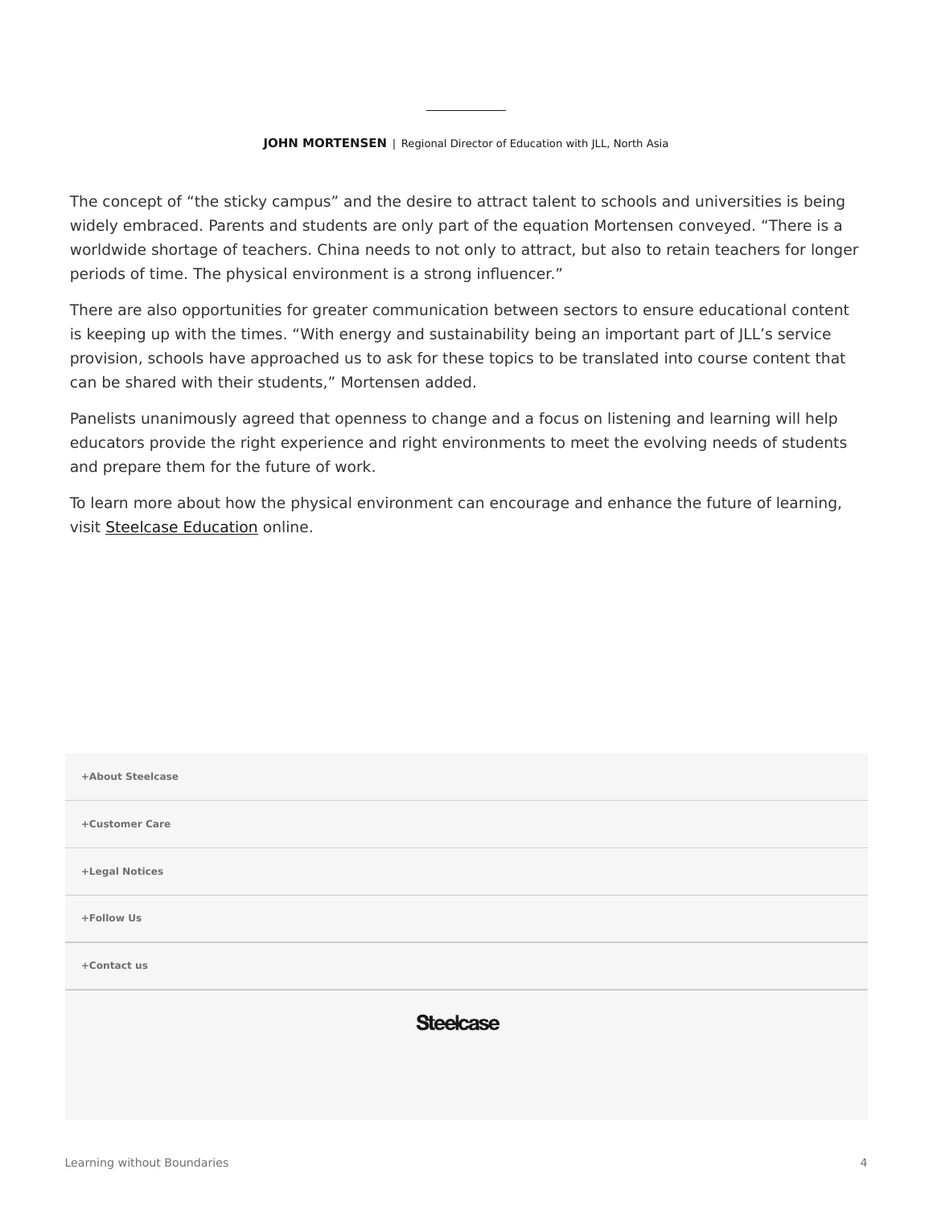**JOHN MORTENSEN** | Regional Director of Education with JLL, North Asia

The concept of "the sticky campus" and the desire to attract talent to schools and universities is being widely embraced. Parents and students are only part of the equation Mortensen conveyed. "There is a worldwide shortage of teachers. China needs to not only to attract, but also to retain teachers for longer periods of time. The physical environment is a strong influencer."

There are also opportunities for greater communication between sectors to ensure educational content is keeping up with the times. "With energy and sustainability being an important part of JLL's service provision, schools have approached us to ask for these topics to be translated into course content that can be shared with their students," Mortensen added.

Panelists unanimously agreed that openness to change and a focus on listening and learning will help educators provide the right experience and right environments to meet the evolving needs of students and prepare them for the future of work.

To learn more about how the physical environment can encourage and enhance the future of learning, visit Steelcase Education online.

+About Steelcase

+Customer Care

+Legal Notices

+Follow Us

+Contact us

Steelcase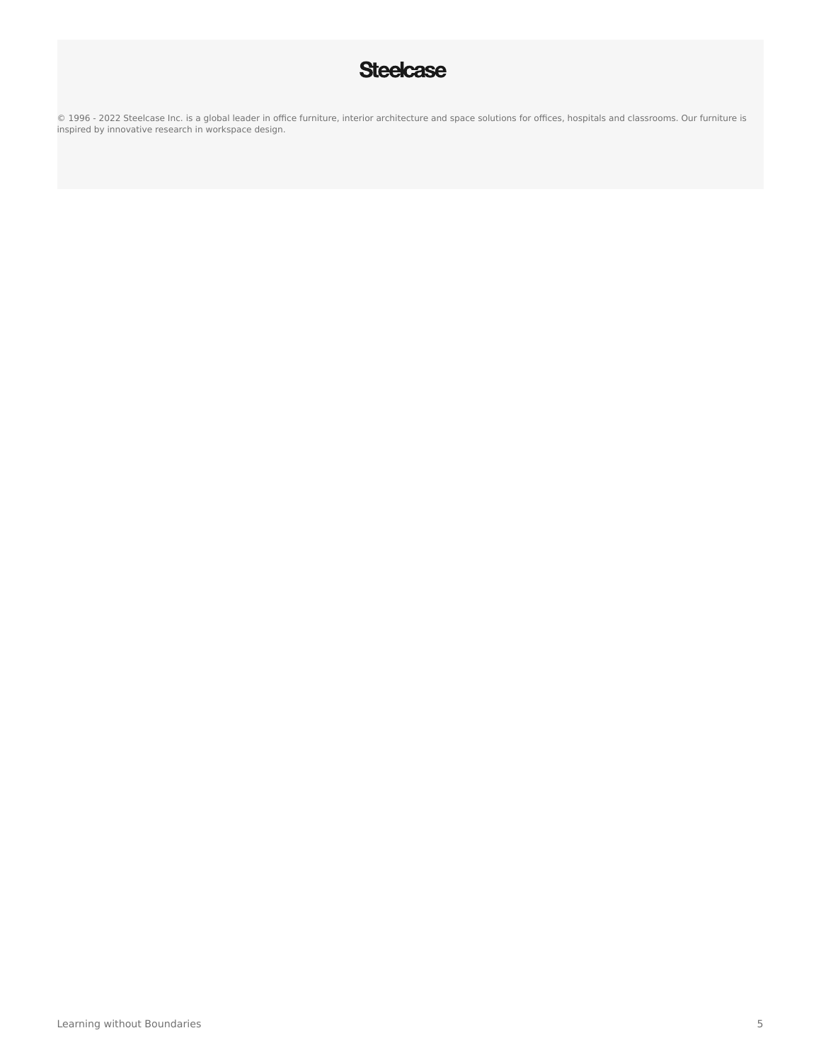**Steelcase**

© 1996 - 2022 Steelcase Inc. is a global leader in office furniture, interior architecture and space solutions for offices, hospitals and classrooms. Our furniture is inspired by innovative research in workspace design.